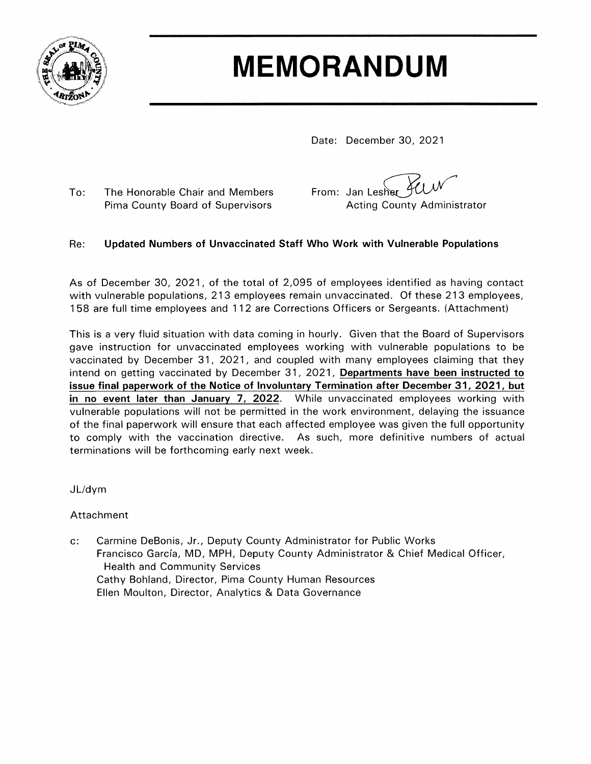# MEMORANDUM

Date: December 30, 2021

To: The Honorable Chair and Members
Pima County Board of Supervisors

From: Jan Lesher
Acting County Administrator

Re: **Updated Numbers of Unvaccinated Staff Who Work with Vulnerable Populations**

As of December 30, 2021, of the total of 2,095 of employees identified as having contact with vulnerable populations, 213 employees remain unvaccinated. Of these 213 employees, 158 are full time employees and 112 are Corrections Officers or Sergeants. (Attachment)

This is a very fluid situation with data coming in hourly. Given that the Board of Supervisors gave instruction for unvaccinated employees working with vulnerable populations to be vaccinated by December 31, 2021, and coupled with many employees claiming that they intend on getting vaccinated by December 31, 2021, **Departments have been instructed to issue final paperwork of the Notice of Involuntary Termination after December 31, 2021, but in no event later than January 7, 2022**. While unvaccinated employees working with vulnerable populations will not be permitted in the work environment, delaying the issuance of the final paperwork will ensure that each affected employee was given the full opportunity to comply with the vaccination directive. As such, more definitive numbers of actual terminations will be forthcoming early next week.

JL/dym

Attachment

c: Carmine DeBonis, Jr., Deputy County Administrator for Public Works
Francisco García, MD, MPH, Deputy County Administrator & Chief Medical Officer, Health and Community Services
Cathy Bohland, Director, Pima County Human Resources
Ellen Moulton, Director, Analytics & Data Governance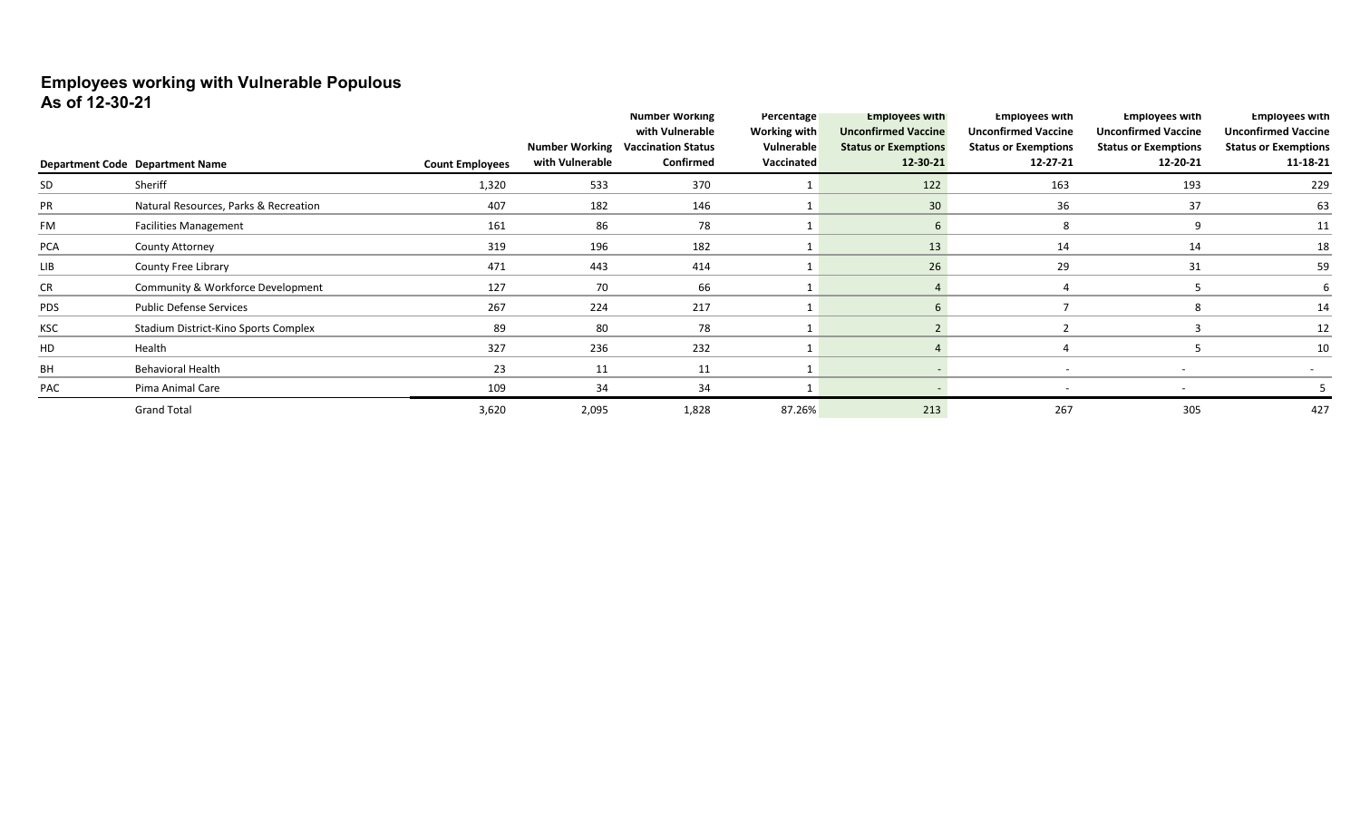# Employees working with Vulnerable Populous
## As of 12-30-21

| Department Code | Department Name | Count Employees | Number Working with Vulnerable | Number Working with Vulnerable Vaccination Status Confirmed | Percentage Working with Vulnerable Vaccinated | Employees with Unconfirmed Vaccine Status or Exemptions 12-30-21 | Employees with Unconfirmed Vaccine Status or Exemptions 12-27-21 | Employees with Unconfirmed Vaccine Status or Exemptions 12-20-21 | Employees with Unconfirmed Vaccine Status or Exemptions 11-18-21 |
|---|---|---|---|---|---|---|---|---|---|
| SD | Sheriff | 1,320 | 533 | 370 | 1 | 122 | 163 | 193 | 229 |
| PR | Natural Resources, Parks & Recreation | 407 | 182 | 146 | 1 | 30 | 36 | 37 | 63 |
| FM | Facilities Management | 161 | 86 | 78 | 1 | 6 | 8 | 9 | 11 |
| PCA | County Attorney | 319 | 196 | 182 | 1 | 13 | 14 | 14 | 18 |
| LIB | County Free Library | 471 | 443 | 414 | 1 | 26 | 29 | 31 | 59 |
| CR | Community & Workforce Development | 127 | 70 | 66 | 1 | 4 | 4 | 5 | 6 |
| PDS | Public Defense Services | 267 | 224 | 217 | 1 | 6 | 7 | 8 | 14 |
| KSC | Stadium District-Kino Sports Complex | 89 | 80 | 78 | 1 | 2 | 2 | 3 | 12 |
| HD | Health | 327 | 236 | 232 | 1 | 4 | 4 | 5 | 10 |
| BH | Behavioral Health | 23 | 11 | 11 | 1 | - | - | - | - |
| PAC | Pima Animal Care | 109 | 34 | 34 | 1 | - | - | - | 5 |
| | Grand Total | 3,620 | 2,095 | 1,828 | 87.26% | 213 | 267 | 305 | 427 |